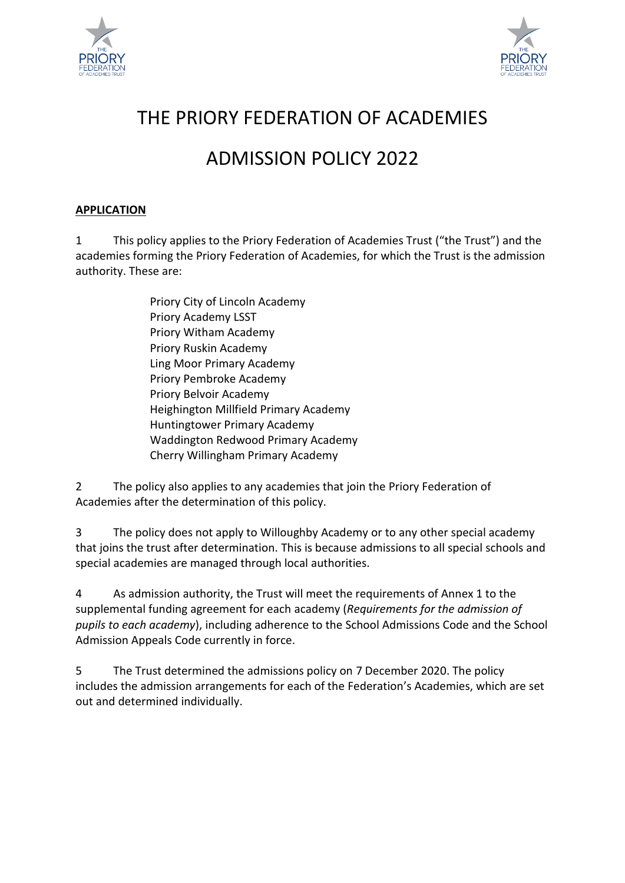# THE PRIORY FEDERATION OF ACADEMIES

# ADMISSION POLICY 2022

## APPLICATION

1 This policy applies to the Priory Federation of Academies Trust ("the Trust") and the academies forming the Priory Federation of Academies, for which the Trust is the admission authority. These are:

Priory City of Lincoln Academy
Priory Academy LSST
Priory Witham Academy
Priory Ruskin Academy
Ling Moor Primary Academy
Priory Pembroke Academy
Priory Belvoir Academy
Heighington Millfield Primary Academy
Huntingtower Primary Academy
Waddington Redwood Primary Academy
Cherry Willingham Primary Academy

2 The policy also applies to any academies that join the Priory Federation of Academies after the determination of this policy.

3 The policy does not apply to Willoughby Academy or to any other special academy that joins the trust after determination. This is because admissions to all special schools and special academies are managed through local authorities.

4 As admission authority, the Trust will meet the requirements of Annex 1 to the supplemental funding agreement for each academy (*Requirements for the admission of pupils to each academy*), including adherence to the School Admissions Code and the School Admission Appeals Code currently in force.

5 The Trust determined the admissions policy on 7 December 2020. The policy includes the admission arrangements for each of the Federation's Academies, which are set out and determined individually.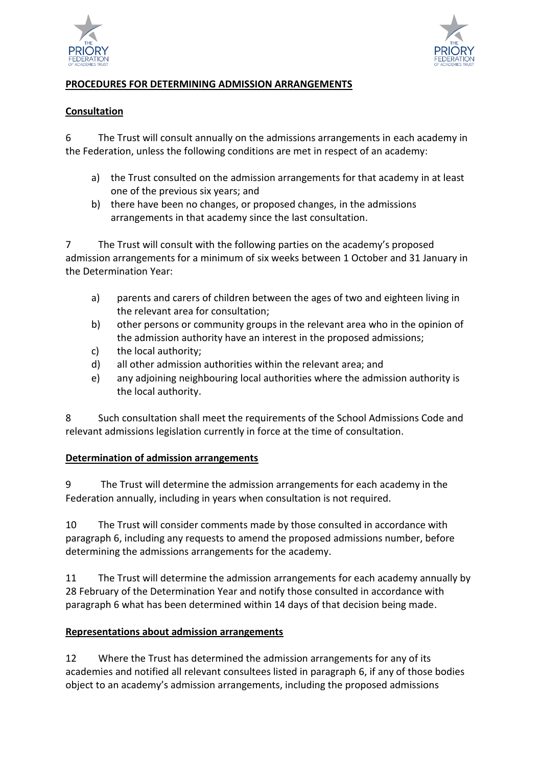## PROCEDURES FOR DETERMINING ADMISSION ARRANGEMENTS

### Consultation

6 The Trust will consult annually on the admissions arrangements in each academy in the Federation, unless the following conditions are met in respect of an academy:

a) the Trust consulted on the admission arrangements for that academy in at least one of the previous six years; and
b) there have been no changes, or proposed changes, in the admissions arrangements in that academy since the last consultation.

7 The Trust will consult with the following parties on the academy's proposed admission arrangements for a minimum of six weeks between 1 October and 31 January in the Determination Year:

a) parents and carers of children between the ages of two and eighteen living in the relevant area for consultation;
b) other persons or community groups in the relevant area who in the opinion of the admission authority have an interest in the proposed admissions;
c) the local authority;
d) all other admission authorities within the relevant area; and
e) any adjoining neighbouring local authorities where the admission authority is the local authority.

8 Such consultation shall meet the requirements of the School Admissions Code and relevant admissions legislation currently in force at the time of consultation.

### Determination of admission arrangements

9 The Trust will determine the admission arrangements for each academy in the Federation annually, including in years when consultation is not required.

10 The Trust will consider comments made by those consulted in accordance with paragraph 6, including any requests to amend the proposed admissions number, before determining the admissions arrangements for the academy.

11 The Trust will determine the admission arrangements for each academy annually by 28 February of the Determination Year and notify those consulted in accordance with paragraph 6 what has been determined within 14 days of that decision being made.

### Representations about admission arrangements

12 Where the Trust has determined the admission arrangements for any of its academies and notified all relevant consultees listed in paragraph 6, if any of those bodies object to an academy's admission arrangements, including the proposed admissions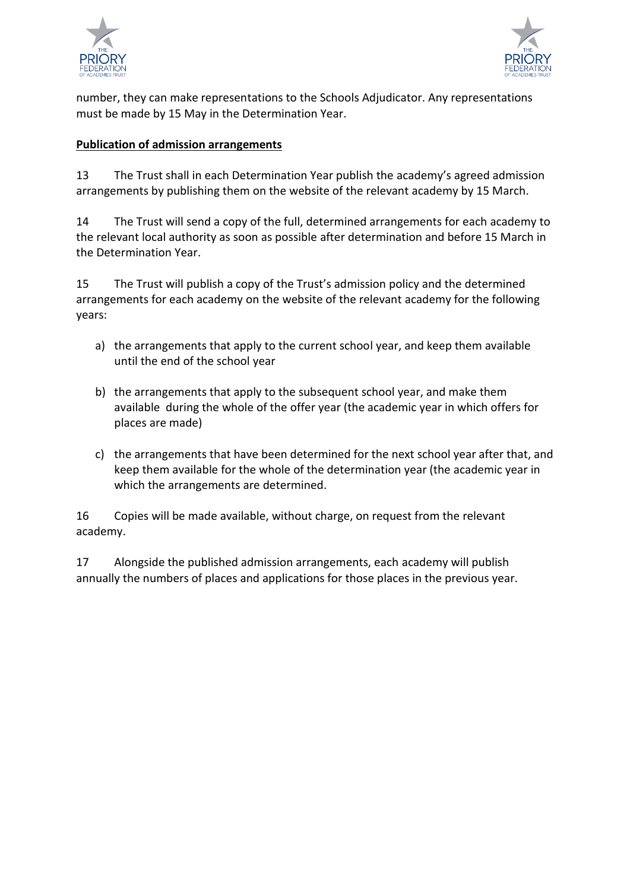number, they can make representations to the Schools Adjudicator. Any representations must be made by 15 May in the Determination Year.

**Publication of admission arrangements**

13 The Trust shall in each Determination Year publish the academy's agreed admission arrangements by publishing them on the website of the relevant academy by 15 March.

14 The Trust will send a copy of the full, determined arrangements for each academy to the relevant local authority as soon as possible after determination and before 15 March in the Determination Year.

15 The Trust will publish a copy of the Trust's admission policy and the determined arrangements for each academy on the website of the relevant academy for the following years:

a) the arrangements that apply to the current school year, and keep them available until the end of the school year

b) the arrangements that apply to the subsequent school year, and make them available during the whole of the offer year (the academic year in which offers for places are made)

c) the arrangements that have been determined for the next school year after that, and keep them available for the whole of the determination year (the academic year in which the arrangements are determined.

16 Copies will be made available, without charge, on request from the relevant academy.

17 Alongside the published admission arrangements, each academy will publish annually the numbers of places and applications for those places in the previous year.